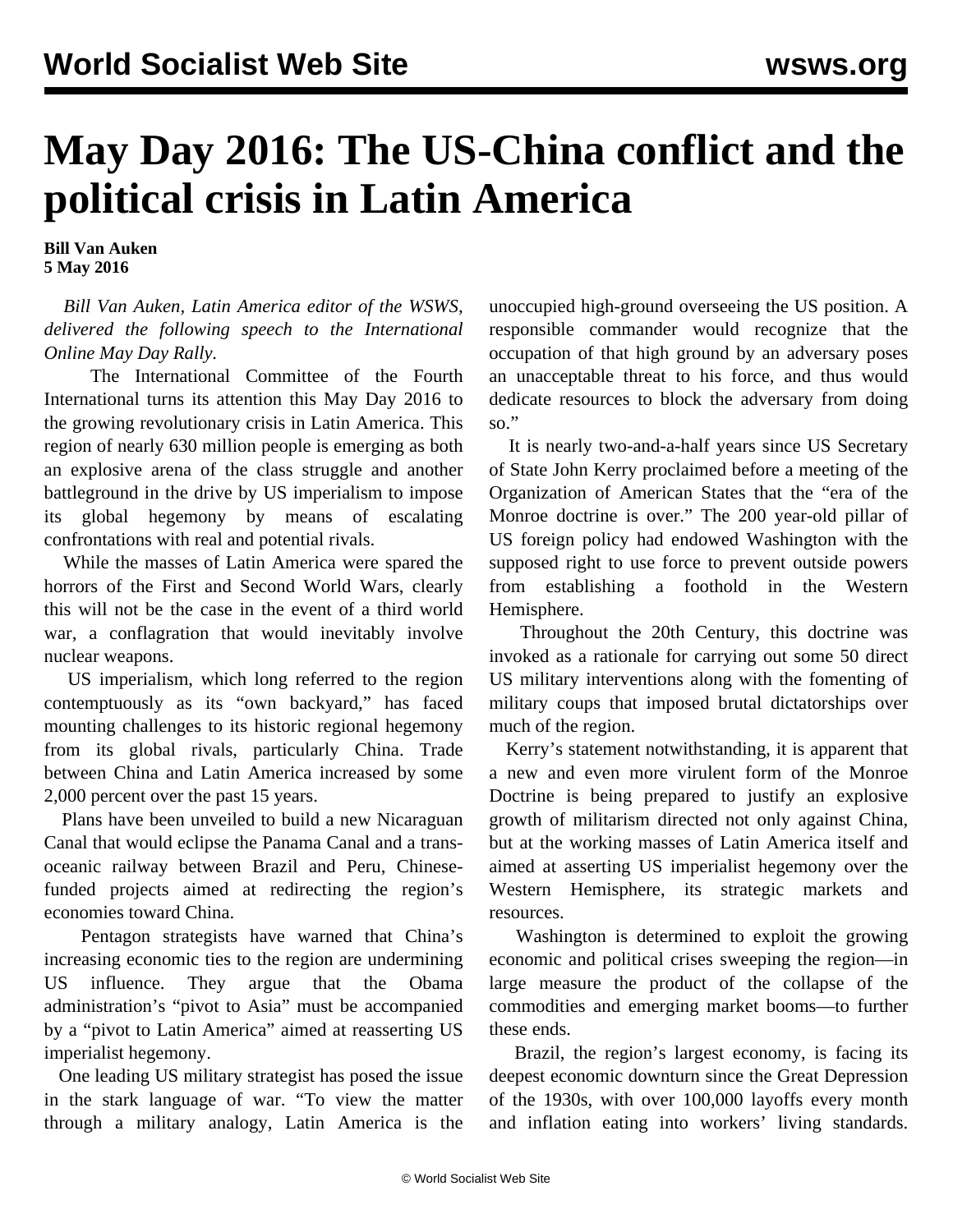# May Day 2016: The US-China conflict and the political crisis in Latin America

**Bill Van Auken**
**5 May 2016**

*Bill Van Auken, Latin America editor of the WSWS, delivered the following speech to the International Online May Day Rally.*

The International Committee of the Fourth International turns its attention this May Day 2016 to the growing revolutionary crisis in Latin America. This region of nearly 630 million people is emerging as both an explosive arena of the class struggle and another battleground in the drive by US imperialism to impose its global hegemony by means of escalating confrontations with real and potential rivals.

While the masses of Latin America were spared the horrors of the First and Second World Wars, clearly this will not be the case in the event of a third world war, a conflagration that would inevitably involve nuclear weapons.

US imperialism, which long referred to the region contemptuously as its "own backyard," has faced mounting challenges to its historic regional hegemony from its global rivals, particularly China. Trade between China and Latin America increased by some 2,000 percent over the past 15 years.

Plans have been unveiled to build a new Nicaraguan Canal that would eclipse the Panama Canal and a trans-oceanic railway between Brazil and Peru, Chinese-funded projects aimed at redirecting the region's economies toward China.

Pentagon strategists have warned that China's increasing economic ties to the region are undermining US influence. They argue that the Obama administration's "pivot to Asia" must be accompanied by a "pivot to Latin America" aimed at reasserting US imperialist hegemony.

One leading US military strategist has posed the issue in the stark language of war. "To view the matter through a military analogy, Latin America is the unoccupied high-ground overseeing the US position. A responsible commander would recognize that the occupation of that high ground by an adversary poses an unacceptable threat to his force, and thus would dedicate resources to block the adversary from doing so."

It is nearly two-and-a-half years since US Secretary of State John Kerry proclaimed before a meeting of the Organization of American States that the "era of the Monroe doctrine is over." The 200 year-old pillar of US foreign policy had endowed Washington with the supposed right to use force to prevent outside powers from establishing a foothold in the Western Hemisphere.

Throughout the 20th Century, this doctrine was invoked as a rationale for carrying out some 50 direct US military interventions along with the fomenting of military coups that imposed brutal dictatorships over much of the region.

Kerry's statement notwithstanding, it is apparent that a new and even more virulent form of the Monroe Doctrine is being prepared to justify an explosive growth of militarism directed not only against China, but at the working masses of Latin America itself and aimed at asserting US imperialist hegemony over the Western Hemisphere, its strategic markets and resources.

Washington is determined to exploit the growing economic and political crises sweeping the region—in large measure the product of the collapse of the commodities and emerging market booms—to further these ends.

Brazil, the region's largest economy, is facing its deepest economic downturn since the Great Depression of the 1930s, with over 100,000 layoffs every month and inflation eating into workers' living standards.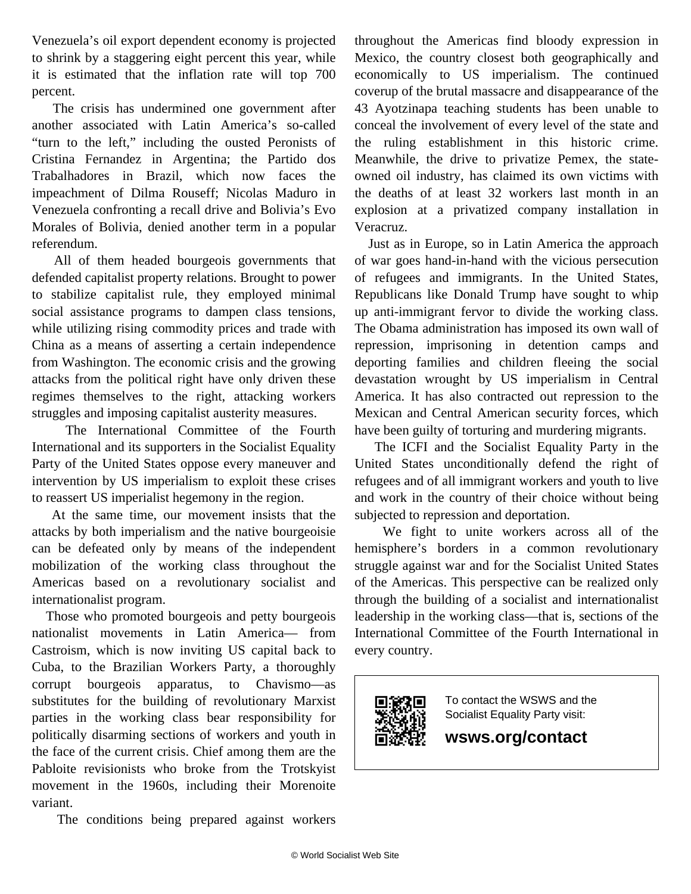Venezuela's oil export dependent economy is projected to shrink by a staggering eight percent this year, while it is estimated that the inflation rate will top 700 percent.

The crisis has undermined one government after another associated with Latin America's so-called "turn to the left," including the ousted Peronists of Cristina Fernandez in Argentina; the Partido dos Trabalhadores in Brazil, which now faces the impeachment of Dilma Rouseff; Nicolas Maduro in Venezuela confronting a recall drive and Bolivia's Evo Morales of Bolivia, denied another term in a popular referendum.

All of them headed bourgeois governments that defended capitalist property relations. Brought to power to stabilize capitalist rule, they employed minimal social assistance programs to dampen class tensions, while utilizing rising commodity prices and trade with China as a means of asserting a certain independence from Washington. The economic crisis and the growing attacks from the political right have only driven these regimes themselves to the right, attacking workers struggles and imposing capitalist austerity measures.

The International Committee of the Fourth International and its supporters in the Socialist Equality Party of the United States oppose every maneuver and intervention by US imperialism to exploit these crises to reassert US imperialist hegemony in the region.

At the same time, our movement insists that the attacks by both imperialism and the native bourgeoisie can be defeated only by means of the independent mobilization of the working class throughout the Americas based on a revolutionary socialist and internationalist program.

Those who promoted bourgeois and petty bourgeois nationalist movements in Latin America— from Castroism, which is now inviting US capital back to Cuba, to the Brazilian Workers Party, a thoroughly corrupt bourgeois apparatus, to Chavismo—as substitutes for the building of revolutionary Marxist parties in the working class bear responsibility for politically disarming sections of workers and youth in the face of the current crisis. Chief among them are the Pabloite revisionists who broke from the Trotskyist movement in the 1960s, including their Morenoite variant.

The conditions being prepared against workers throughout the Americas find bloody expression in Mexico, the country closest both geographically and economically to US imperialism. The continued coverup of the brutal massacre and disappearance of the 43 Ayotzinapa teaching students has been unable to conceal the involvement of every level of the state and the ruling establishment in this historic crime. Meanwhile, the drive to privatize Pemex, the state-owned oil industry, has claimed its own victims with the deaths of at least 32 workers last month in an explosion at a privatized company installation in Veracruz.

Just as in Europe, so in Latin America the approach of war goes hand-in-hand with the vicious persecution of refugees and immigrants. In the United States, Republicans like Donald Trump have sought to whip up anti-immigrant fervor to divide the working class. The Obama administration has imposed its own wall of repression, imprisoning in detention camps and deporting families and children fleeing the social devastation wrought by US imperialism in Central America. It has also contracted out repression to the Mexican and Central American security forces, which have been guilty of torturing and murdering migrants.

The ICFI and the Socialist Equality Party in the United States unconditionally defend the right of refugees and of all immigrant workers and youth to live and work in the country of their choice without being subjected to repression and deportation.

We fight to unite workers across all of the hemisphere's borders in a common revolutionary struggle against war and for the Socialist United States of the Americas. This perspective can be realized only through the building of a socialist and internationalist leadership in the working class—that is, sections of the International Committee of the Fourth International in every country.

To contact the WSWS and the Socialist Equality Party visit:

**wsws.org/contact**